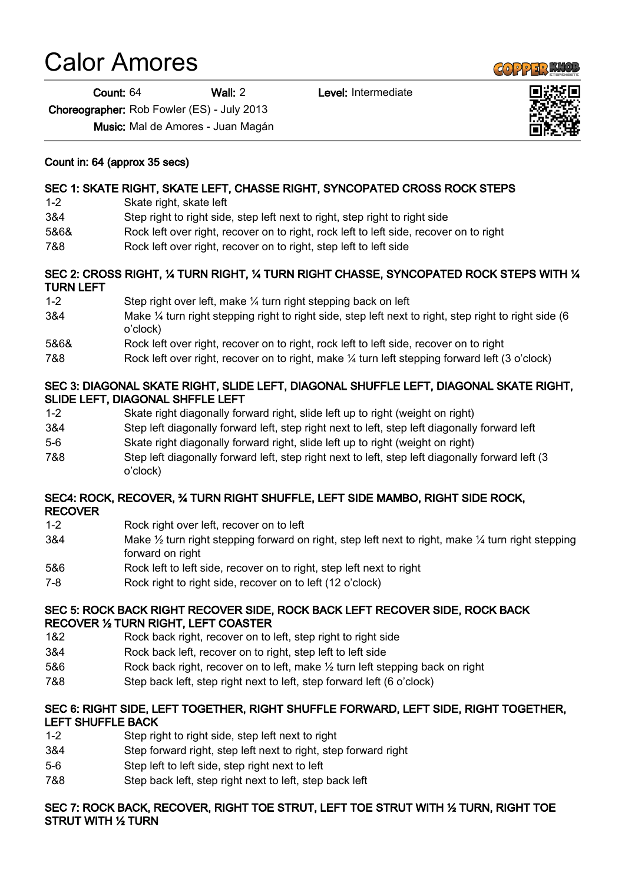# Calor Amores

**Count:** 64 **Wall:** 2 **Level:** Intermediate

**Choreographer:** Rob Fowler (ES) - July 2013

**Music:** Mal de Amores - Juan Magán

**Count in: 64 (approx 35 secs)**

**SEC 1: SKATE RIGHT, SKATE LEFT, CHASSE RIGHT, SYNCOPATED CROSS ROCK STEPS**

| | |
|---|---|
| 1-2 | Skate right, skate left |
| 3&4 | Step right to right side, step left next to right, step right to right side |
| 5&6& | Rock left over right, recover on to right, rock left to left side, recover on to right |
| 7&8 | Rock left over right, recover on to right, step left to left side |

**SEC 2: CROSS RIGHT, ¼ TURN RIGHT, ¼ TURN RIGHT CHASSE, SYNCOPATED ROCK STEPS WITH ¼ TURN LEFT**

| | |
|---|---|
| 1-2 | Step right over left, make ¼ turn right stepping back on left |
| 3&4 | Make ¼ turn right stepping right to right side, step left next to right, step right to right side (6 o'clock) |
| 5&6& | Rock left over right, recover on to right, rock left to left side, recover on to right |
| 7&8 | Rock left over right, recover on to right, make ¼ turn left stepping forward left (3 o'clock) |

**SEC 3: DIAGONAL SKATE RIGHT, SLIDE LEFT, DIAGONAL SHUFFLE LEFT, DIAGONAL SKATE RIGHT, SLIDE LEFT, DIAGONAL SHFFLE LEFT**

| | |
|---|---|
| 1-2 | Skate right diagonally forward right, slide left up to right (weight on right) |
| 3&4 | Step left diagonally forward left, step right next to left, step left diagonally forward left |
| 5-6 | Skate right diagonally forward right, slide left up to right (weight on right) |
| 7&8 | Step left diagonally forward left, step right next to left, step left diagonally forward left (3 o'clock) |

**SEC4: ROCK, RECOVER, ¾ TURN RIGHT SHUFFLE, LEFT SIDE MAMBO, RIGHT SIDE ROCK, RECOVER**

| | |
|---|---|
| 1-2 | Rock right over left, recover on to left |
| 3&4 | Make ½ turn right stepping forward on right, step left next to right, make ¼ turn right stepping forward on right |
| 5&6 | Rock left to left side, recover on to right, step left next to right |
| 7-8 | Rock right to right side, recover on to left (12 o'clock) |

**SEC 5: ROCK BACK RIGHT RECOVER SIDE, ROCK BACK LEFT RECOVER SIDE, ROCK BACK RECOVER ½ TURN RIGHT, LEFT COASTER**

| | |
|---|---|
| 1&2 | Rock back right, recover on to left, step right to right side |
| 3&4 | Rock back left, recover on to right, step left to left side |
| 5&6 | Rock back right, recover on to left, make ½ turn left stepping back on right |
| 7&8 | Step back left, step right next to left, step forward left (6 o'clock) |

**SEC 6: RIGHT SIDE, LEFT TOGETHER, RIGHT SHUFFLE FORWARD, LEFT SIDE, RIGHT TOGETHER, LEFT SHUFFLE BACK**

| | |
|---|---|
| 1-2 | Step right to right side, step left next to right |
| 3&4 | Step forward right, step left next to right, step forward right |
| 5-6 | Step left to left side, step right next to left |
| 7&8 | Step back left, step right next to left, step back left |

**SEC 7: ROCK BACK, RECOVER, RIGHT TOE STRUT, LEFT TOE STRUT WITH ½ TURN, RIGHT TOE STRUT WITH ½ TURN**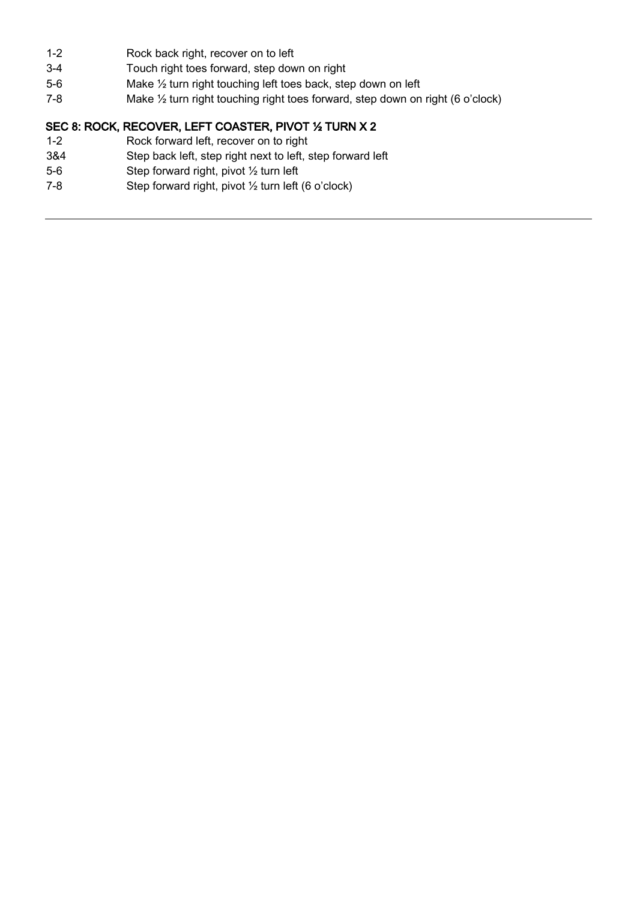| | |
|---|---|
| 1-2 | Rock back right, recover on to left |
| 3-4 | Touch right toes forward, step down on right |
| 5-6 | Make ½ turn right touching left toes back, step down on left |
| 7-8 | Make ½ turn right touching right toes forward, step down on right (6 o'clock) |

### SEC 8: ROCK, RECOVER, LEFT COASTER, PIVOT ½ TURN X 2

| | |
|---|---|
| 1-2 | Rock forward left, recover on to right |
| 3&4 | Step back left, step right next to left, step forward left |
| 5-6 | Step forward right, pivot ½ turn left |
| 7-8 | Step forward right, pivot ½ turn left (6 o'clock) |

---